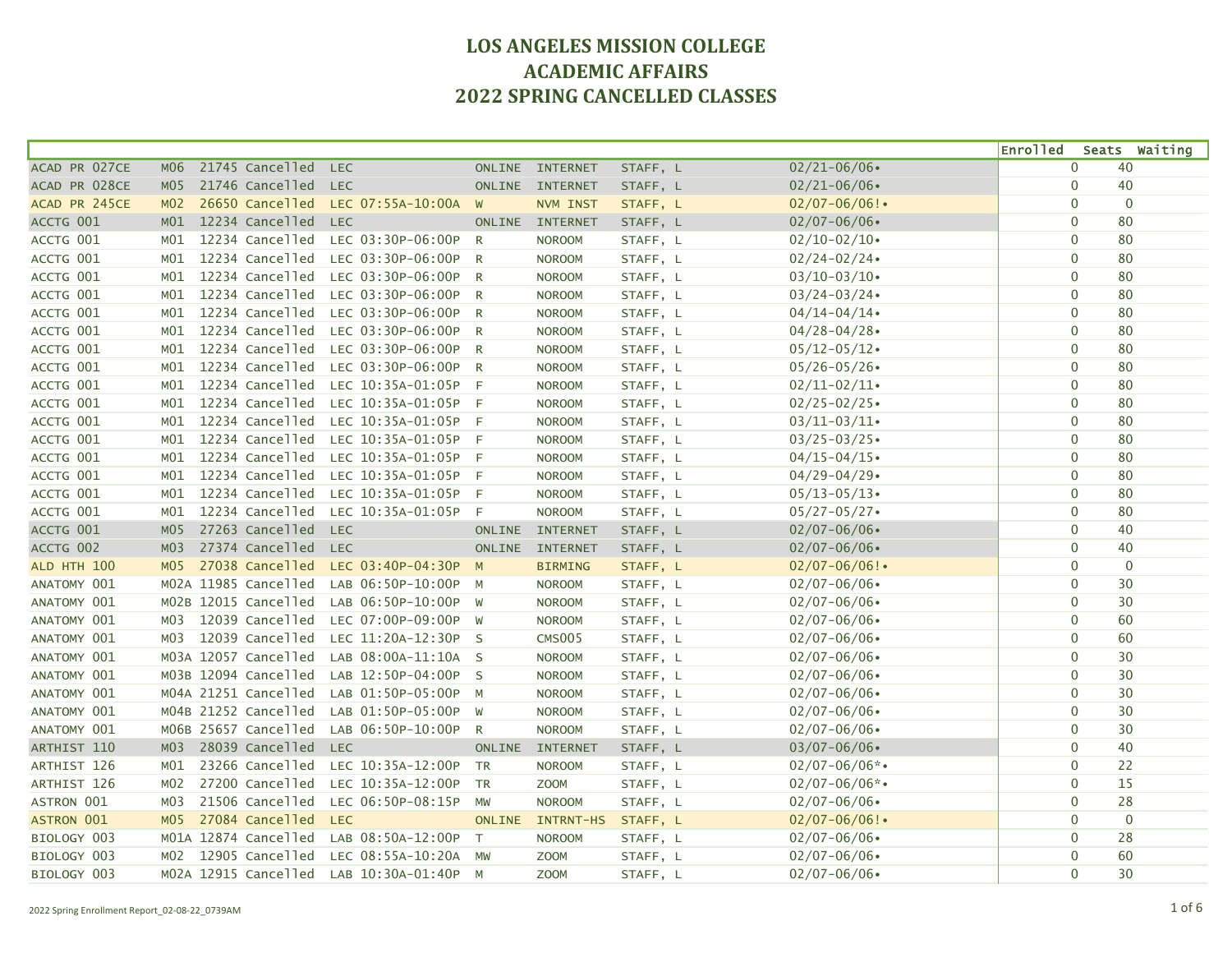# LOS ANGELES MISSION COLLEGE
# ACADEMIC AFFAIRS
# 2022 SPRING CANCELLED CLASSES

| Course | Section | Number | Status | Type | Time | Days | Room | Instructor | Dates | Enrolled | Seats | Waiting |
|---|---|---|---|---|---|---|---|---|---|---|---|---|
| ACAD PR 027CE | M06 | 21745 | Cancelled | LEC | | ONLINE | INTERNET | STAFF, L | 02/21-06/06• | 0 | 40 | |
| ACAD PR 028CE | M05 | 21746 | Cancelled | LEC | | ONLINE | INTERNET | STAFF, L | 02/21-06/06• | 0 | 40 | |
| ACAD PR 245CE | M02 | 26650 | Cancelled | LEC | 07:55A-10:00A | W | NVM INST | STAFF, L | 02/07-06/06!• | 0 | 0 | |
| ACCTG 001 | M01 | 12234 | Cancelled | LEC | | ONLINE | INTERNET | STAFF, L | 02/07-06/06• | 0 | 80 | |
| ACCTG 001 | M01 | 12234 | Cancelled | LEC | 03:30P-06:00P | R | NOROOM | STAFF, L | 02/10-02/10• | 0 | 80 | |
| ACCTG 001 | M01 | 12234 | Cancelled | LEC | 03:30P-06:00P | R | NOROOM | STAFF, L | 02/24-02/24• | 0 | 80 | |
| ACCTG 001 | M01 | 12234 | Cancelled | LEC | 03:30P-06:00P | R | NOROOM | STAFF, L | 03/10-03/10• | 0 | 80 | |
| ACCTG 001 | M01 | 12234 | Cancelled | LEC | 03:30P-06:00P | R | NOROOM | STAFF, L | 03/24-03/24• | 0 | 80 | |
| ACCTG 001 | M01 | 12234 | Cancelled | LEC | 03:30P-06:00P | R | NOROOM | STAFF, L | 04/14-04/14• | 0 | 80 | |
| ACCTG 001 | M01 | 12234 | Cancelled | LEC | 03:30P-06:00P | R | NOROOM | STAFF, L | 04/28-04/28• | 0 | 80 | |
| ACCTG 001 | M01 | 12234 | Cancelled | LEC | 03:30P-06:00P | R | NOROOM | STAFF, L | 05/12-05/12• | 0 | 80 | |
| ACCTG 001 | M01 | 12234 | Cancelled | LEC | 03:30P-06:00P | R | NOROOM | STAFF, L | 05/26-05/26• | 0 | 80 | |
| ACCTG 001 | M01 | 12234 | Cancelled | LEC | 10:35A-01:05P | F | NOROOM | STAFF, L | 02/11-02/11• | 0 | 80 | |
| ACCTG 001 | M01 | 12234 | Cancelled | LEC | 10:35A-01:05P | F | NOROOM | STAFF, L | 02/25-02/25• | 0 | 80 | |
| ACCTG 001 | M01 | 12234 | Cancelled | LEC | 10:35A-01:05P | F | NOROOM | STAFF, L | 03/11-03/11• | 0 | 80 | |
| ACCTG 001 | M01 | 12234 | Cancelled | LEC | 10:35A-01:05P | F | NOROOM | STAFF, L | 03/25-03/25• | 0 | 80 | |
| ACCTG 001 | M01 | 12234 | Cancelled | LEC | 10:35A-01:05P | F | NOROOM | STAFF, L | 04/15-04/15• | 0 | 80 | |
| ACCTG 001 | M01 | 12234 | Cancelled | LEC | 10:35A-01:05P | F | NOROOM | STAFF, L | 04/29-04/29• | 0 | 80 | |
| ACCTG 001 | M01 | 12234 | Cancelled | LEC | 10:35A-01:05P | F | NOROOM | STAFF, L | 05/13-05/13• | 0 | 80 | |
| ACCTG 001 | M01 | 12234 | Cancelled | LEC | 10:35A-01:05P | F | NOROOM | STAFF, L | 05/27-05/27• | 0 | 80 | |
| ACCTG 001 | M05 | 27263 | Cancelled | LEC | | ONLINE | INTERNET | STAFF, L | 02/07-06/06• | 0 | 40 | |
| ACCTG 002 | M03 | 27374 | Cancelled | LEC | | ONLINE | INTERNET | STAFF, L | 02/07-06/06• | 0 | 40 | |
| ALD HTH 100 | M05 | 27038 | Cancelled | LEC | 03:40P-04:30P | M | BIRMING | STAFF, L | 02/07-06/06!• | 0 | 0 | |
| ANATOMY 001 | M02A | 11985 | Cancelled | LAB | 06:50P-10:00P | M | NOROOM | STAFF, L | 02/07-06/06• | 0 | 30 | |
| ANATOMY 001 | M02B | 12015 | Cancelled | LAB | 06:50P-10:00P | W | NOROOM | STAFF, L | 02/07-06/06• | 0 | 30 | |
| ANATOMY 001 | M03 | 12039 | Cancelled | LEC | 07:00P-09:00P | W | NOROOM | STAFF, L | 02/07-06/06• | 0 | 60 | |
| ANATOMY 001 | M03 | 12039 | Cancelled | LEC | 11:20A-12:30P | S | CMS005 | STAFF, L | 02/07-06/06• | 0 | 60 | |
| ANATOMY 001 | M03A | 12057 | Cancelled | LAB | 08:00A-11:10A | S | NOROOM | STAFF, L | 02/07-06/06• | 0 | 30 | |
| ANATOMY 001 | M03B | 12094 | Cancelled | LAB | 12:50P-04:00P | S | NOROOM | STAFF, L | 02/07-06/06• | 0 | 30 | |
| ANATOMY 001 | M04A | 21251 | Cancelled | LAB | 01:50P-05:00P | M | NOROOM | STAFF, L | 02/07-06/06• | 0 | 30 | |
| ANATOMY 001 | M04B | 21252 | Cancelled | LAB | 01:50P-05:00P | W | NOROOM | STAFF, L | 02/07-06/06• | 0 | 30 | |
| ANATOMY 001 | M06B | 25657 | Cancelled | LAB | 06:50P-10:00P | R | NOROOM | STAFF, L | 02/07-06/06• | 0 | 30 | |
| ARTHIST 110 | M03 | 28039 | Cancelled | LEC | | ONLINE | INTERNET | STAFF, L | 03/07-06/06• | 0 | 40 | |
| ARTHIST 126 | M01 | 23266 | Cancelled | LEC | 10:35A-12:00P | TR | NOROOM | STAFF, L | 02/07-06/06*• | 0 | 22 | |
| ARTHIST 126 | M02 | 27200 | Cancelled | LEC | 10:35A-12:00P | TR | ZOOM | STAFF, L | 02/07-06/06*• | 0 | 15 | |
| ASTRON 001 | M03 | 21506 | Cancelled | LEC | 06:50P-08:15P | MW | NOROOM | STAFF, L | 02/07-06/06• | 0 | 28 | |
| ASTRON 001 | M05 | 27084 | Cancelled | LEC | | ONLINE | INTRNT-HS | STAFF, L | 02/07-06/06!• | 0 | 0 | |
| BIOLOGY 003 | M01A | 12874 | Cancelled | LAB | 08:50A-12:00P | T | NOROOM | STAFF, L | 02/07-06/06• | 0 | 28 | |
| BIOLOGY 003 | M02 | 12905 | Cancelled | LEC | 08:55A-10:20A | MW | ZOOM | STAFF, L | 02/07-06/06• | 0 | 60 | |
| BIOLOGY 003 | M02A | 12915 | Cancelled | LAB | 10:30A-01:40P | M | ZOOM | STAFF, L | 02/07-06/06• | 0 | 30 | |

2022 Spring Enrollment Report_02-08-22_0739AM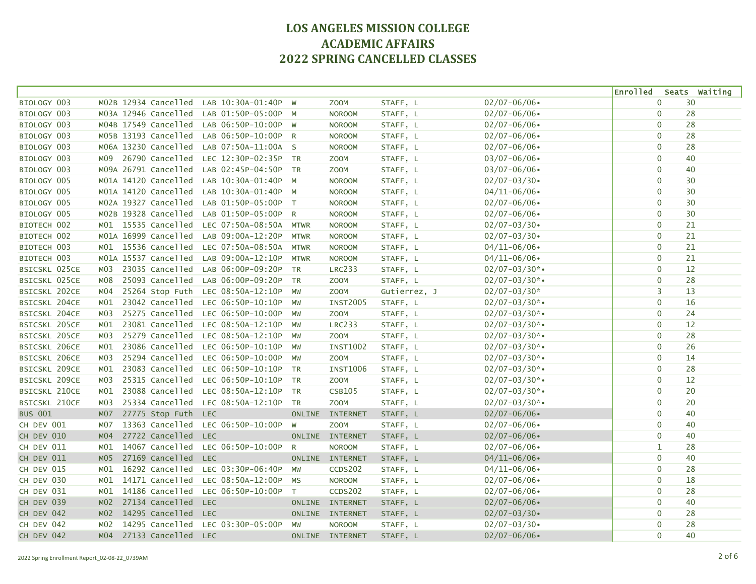# LOS ANGELES MISSION COLLEGE
# ACADEMIC AFFAIRS
# 2022 SPRING CANCELLED CLASSES

| Course | Section | Class # | Status | Type | Time | Days | Room | Instructor | Dates | Enrolled | Seats | Waiting |
|---|---|---|---|---|---|---|---|---|---|---|---|---|
| BIOLOGY 003 | M02B | 12934 | Cancelled | LAB | 10:30A-01:40P | W | ZOOM | STAFF, L | 02/07-06/06• | 0 | 30 | |
| BIOLOGY 003 | M03A | 12946 | Cancelled | LAB | 01:50P-05:00P | M | NOROOM | STAFF, L | 02/07-06/06• | 0 | 28 | |
| BIOLOGY 003 | M04B | 17549 | Cancelled | LAB | 06:50P-10:00P | W | NOROOM | STAFF, L | 02/07-06/06• | 0 | 28 | |
| BIOLOGY 003 | M05B | 13193 | Cancelled | LAB | 06:50P-10:00P | R | NOROOM | STAFF, L | 02/07-06/06• | 0 | 28 | |
| BIOLOGY 003 | M06A | 13230 | Cancelled | LAB | 07:50A-11:00A | S | NOROOM | STAFF, L | 02/07-06/06• | 0 | 28 | |
| BIOLOGY 003 | M09 | 26790 | Cancelled | LEC | 12:30P-02:35P | TR | ZOOM | STAFF, L | 03/07-06/06• | 0 | 40 | |
| BIOLOGY 003 | M09A | 26791 | Cancelled | LAB | 02:45P-04:50P | TR | ZOOM | STAFF, L | 03/07-06/06• | 0 | 40 | |
| BIOLOGY 005 | M01A | 14120 | Cancelled | LAB | 10:30A-01:40P | M | NOROOM | STAFF, L | 02/07-03/30• | 0 | 30 | |
| BIOLOGY 005 | M01A | 14120 | Cancelled | LAB | 10:30A-01:40P | M | NOROOM | STAFF, L | 04/11-06/06• | 0 | 30 | |
| BIOLOGY 005 | M02A | 19327 | Cancelled | LAB | 01:50P-05:00P | T | NOROOM | STAFF, L | 02/07-06/06• | 0 | 30 | |
| BIOLOGY 005 | M02B | 19328 | Cancelled | LAB | 01:50P-05:00P | R | NOROOM | STAFF, L | 02/07-06/06• | 0 | 30 | |
| BIOTECH 002 | M01 | 15535 | Cancelled | LEC | 07:50A-08:50A | MTWR | NOROOM | STAFF, L | 02/07-03/30• | 0 | 21 | |
| BIOTECH 002 | M01A | 16999 | Cancelled | LAB | 09:00A-12:20P | MTWR | NOROOM | STAFF, L | 02/07-03/30• | 0 | 21 | |
| BIOTECH 003 | M01 | 15536 | Cancelled | LEC | 07:50A-08:50A | MTWR | NOROOM | STAFF, L | 04/11-06/06• | 0 | 21 | |
| BIOTECH 003 | M01A | 15537 | Cancelled | LAB | 09:00A-12:10P | MTWR | NOROOM | STAFF, L | 04/11-06/06• | 0 | 21 | |
| BSICSKL 025CE | M03 | 23035 | Cancelled | LAB | 06:00P-09:20P | TR | LRC233 | STAFF, L | 02/07-03/30*• | 0 | 12 | |
| BSICSKL 025CE | M08 | 25093 | Cancelled | LAB | 06:00P-09:20P | TR | ZOOM | STAFF, L | 02/07-03/30*• | 0 | 28 | |
| BSICSKL 202CE | M04 | 25264 | Stop Futh | LEC | 08:50A-12:10P | MW | ZOOM | Gutierrez, J | 02/07-03/30* | 3 | 13 | |
| BSICSKL 204CE | M01 | 23042 | Cancelled | LEC | 06:50P-10:10P | MW | INST2005 | STAFF, L | 02/07-03/30*• | 0 | 16 | |
| BSICSKL 204CE | M03 | 25275 | Cancelled | LEC | 06:50P-10:00P | MW | ZOOM | STAFF, L | 02/07-03/30*• | 0 | 24 | |
| BSICSKL 205CE | M01 | 23081 | Cancelled | LEC | 08:50A-12:10P | MW | LRC233 | STAFF, L | 02/07-03/30*• | 0 | 12 | |
| BSICSKL 205CE | M03 | 25279 | Cancelled | LEC | 08:50A-12:10P | MW | ZOOM | STAFF, L | 02/07-03/30*• | 0 | 28 | |
| BSICSKL 206CE | M01 | 23086 | Cancelled | LEC | 06:50P-10:10P | MW | INST1002 | STAFF, L | 02/07-03/30*• | 0 | 26 | |
| BSICSKL 206CE | M03 | 25294 | Cancelled | LEC | 06:50P-10:00P | MW | ZOOM | STAFF, L | 02/07-03/30*• | 0 | 14 | |
| BSICSKL 209CE | M01 | 23083 | Cancelled | LEC | 06:50P-10:10P | TR | INST1006 | STAFF, L | 02/07-03/30*• | 0 | 28 | |
| BSICSKL 209CE | M03 | 25315 | Cancelled | LEC | 06:50P-10:10P | TR | ZOOM | STAFF, L | 02/07-03/30*• | 0 | 12 | |
| BSICSKL 210CE | M01 | 23088 | Cancelled | LEC | 08:50A-12:10P | TR | CSB105 | STAFF, L | 02/07-03/30*• | 0 | 20 | |
| BSICSKL 210CE | M03 | 25334 | Cancelled | LEC | 08:50A-12:10P | TR | ZOOM | STAFF, L | 02/07-03/30*• | 0 | 20 | |
| BUS 001 | M07 | 27775 | Stop Futh | LEC | | ONLINE | INTERNET | STAFF, L | 02/07-06/06• | 0 | 40 | |
| CH DEV 001 | M07 | 13363 | Cancelled | LEC | 06:50P-10:00P | W | ZOOM | STAFF, L | 02/07-06/06• | 0 | 40 | |
| CH DEV 010 | M04 | 27722 | Cancelled | LEC | | ONLINE | INTERNET | STAFF, L | 02/07-06/06• | 0 | 40 | |
| CH DEV 011 | M01 | 14067 | Cancelled | LEC | 06:50P-10:00P | R | NOROOM | STAFF, L | 02/07-06/06• | 1 | 28 | |
| CH DEV 011 | M05 | 27169 | Cancelled | LEC | | ONLINE | INTERNET | STAFF, L | 04/11-06/06• | 0 | 40 | |
| CH DEV 015 | M01 | 16292 | Cancelled | LEC | 03:30P-06:40P | MW | CCDS202 | STAFF, L | 04/11-06/06• | 0 | 28 | |
| CH DEV 030 | M01 | 14171 | Cancelled | LEC | 08:50A-12:00P | MS | NOROOM | STAFF, L | 02/07-06/06• | 0 | 18 | |
| CH DEV 031 | M01 | 14186 | Cancelled | LEC | 06:50P-10:00P | T | CCDS202 | STAFF, L | 02/07-06/06• | 0 | 28 | |
| CH DEV 039 | M02 | 27134 | Cancelled | LEC | | ONLINE | INTERNET | STAFF, L | 02/07-06/06• | 0 | 40 | |
| CH DEV 042 | M02 | 14295 | Cancelled | LEC | | ONLINE | INTERNET | STAFF, L | 02/07-03/30• | 0 | 28 | |
| CH DEV 042 | M02 | 14295 | Cancelled | LEC | 03:30P-05:00P | MW | NOROOM | STAFF, L | 02/07-03/30• | 0 | 28 | |
| CH DEV 042 | M04 | 27133 | Cancelled | LEC | | ONLINE | INTERNET | STAFF, L | 02/07-06/06• | 0 | 40 | |

2022 Spring Enrollment Report_02-08-22_0739AM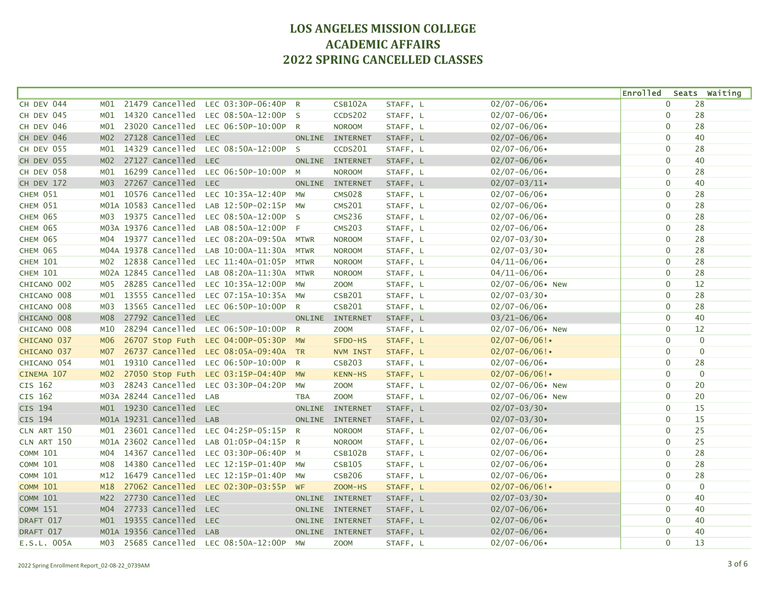# LOS ANGELES MISSION COLLEGE
# ACADEMIC AFFAIRS
# 2022 SPRING CANCELLED CLASSES

| | | | | | | | | | | Enrolled | Seats | Waiting |
|---|---|---|---|---|---|---|---|---|---|---|---|---|
| CH DEV 044 | M01 | 21479 | Cancelled | LEC | 03:30P-06:40P | R | CSB102A | STAFF, L | 02/07-06/06• | 0 | 28 | |
| CH DEV 045 | M01 | 14320 | Cancelled | LEC | 08:50A-12:00P | S | CCDS202 | STAFF, L | 02/07-06/06• | 0 | 28 | |
| CH DEV 046 | M01 | 23020 | Cancelled | LEC | 06:50P-10:00P | R | NOROOM | STAFF, L | 02/07-06/06• | 0 | 28 | |
| CH DEV 046 | M02 | 27128 | Cancelled | LEC | | ONLINE | INTERNET | STAFF, L | 02/07-06/06• | 0 | 40 | |
| CH DEV 055 | M01 | 14329 | Cancelled | LEC | 08:50A-12:00P | S | CCDS201 | STAFF, L | 02/07-06/06• | 0 | 28 | |
| CH DEV 055 | M02 | 27127 | Cancelled | LEC | | ONLINE | INTERNET | STAFF, L | 02/07-06/06• | 0 | 40 | |
| CH DEV 058 | M01 | 16299 | Cancelled | LEC | 06:50P-10:00P | M | NOROOM | STAFF, L | 02/07-06/06• | 0 | 28 | |
| CH DEV 172 | M03 | 27267 | Cancelled | LEC | | ONLINE | INTERNET | STAFF, L | 02/07-03/11• | 0 | 40 | |
| CHEM 051 | M01 | 10576 | Cancelled | LEC | 10:35A-12:40P | MW | CMS028 | STAFF, L | 02/07-06/06• | 0 | 28 | |
| CHEM 051 | M01A | 10583 | Cancelled | LAB | 12:50P-02:15P | MW | CMS201 | STAFF, L | 02/07-06/06• | 0 | 28 | |
| CHEM 065 | M03 | 19375 | Cancelled | LEC | 08:50A-12:00P | S | CMS236 | STAFF, L | 02/07-06/06• | 0 | 28 | |
| CHEM 065 | M03A | 19376 | Cancelled | LAB | 08:50A-12:00P | F | CMS203 | STAFF, L | 02/07-06/06• | 0 | 28 | |
| CHEM 065 | M04 | 19377 | Cancelled | LEC | 08:20A-09:50A | MTWR | NOROOM | STAFF, L | 02/07-03/30• | 0 | 28 | |
| CHEM 065 | M04A | 19378 | Cancelled | LAB | 10:00A-11:30A | MTWR | NOROOM | STAFF, L | 02/07-03/30• | 0 | 28 | |
| CHEM 101 | M02 | 12838 | Cancelled | LEC | 11:40A-01:05P | MTWR | NOROOM | STAFF, L | 04/11-06/06• | 0 | 28 | |
| CHEM 101 | M02A | 12845 | Cancelled | LAB | 08:20A-11:30A | MTWR | NOROOM | STAFF, L | 04/11-06/06• | 0 | 28 | |
| CHICANO 002 | M05 | 28285 | Cancelled | LEC | 10:35A-12:00P | MW | ZOOM | STAFF, L | 02/07-06/06• New | 0 | 12 | |
| CHICANO 008 | M01 | 13555 | Cancelled | LEC | 07:15A-10:35A | MW | CSB201 | STAFF, L | 02/07-03/30• | 0 | 28 | |
| CHICANO 008 | M03 | 13565 | Cancelled | LEC | 06:50P-10:00P | R | CSB201 | STAFF, L | 02/07-06/06• | 0 | 28 | |
| CHICANO 008 | M08 | 27792 | Cancelled | LEC | | ONLINE | INTERNET | STAFF, L | 03/21-06/06• | 0 | 40 | |
| CHICANO 008 | M10 | 28294 | Cancelled | LEC | 06:50P-10:00P | R | ZOOM | STAFF, L | 02/07-06/06• New | 0 | 12 | |
| CHICANO 037 | M06 | 26707 | Stop Futh | LEC | 04:00P-05:30P | MW | SFDO-HS | STAFF, L | 02/07-06/06!• | 0 | 0 | |
| CHICANO 037 | M07 | 26737 | Cancelled | LEC | 08:05A-09:40A | TR | NVM INST | STAFF, L | 02/07-06/06!• | 0 | 0 | |
| CHICANO 054 | M01 | 19310 | Cancelled | LEC | 06:50P-10:00P | R | CSB203 | STAFF, L | 02/07-06/06• | 0 | 28 | |
| CINEMA 107 | M02 | 27050 | Stop Futh | LEC | 03:15P-04:40P | MW | KENN-HS | STAFF, L | 02/07-06/06!• | 0 | 0 | |
| CIS 162 | M03 | 28243 | Cancelled | LEC | 03:30P-04:20P | MW | ZOOM | STAFF, L | 02/07-06/06• New | 0 | 20 | |
| CIS 162 | M03A | 28244 | Cancelled | LAB | | TBA | ZOOM | STAFF, L | 02/07-06/06• New | 0 | 20 | |
| CIS 194 | M01 | 19230 | Cancelled | LEC | | ONLINE | INTERNET | STAFF, L | 02/07-03/30• | 0 | 15 | |
| CIS 194 | M01A | 19231 | Cancelled | LAB | | ONLINE | INTERNET | STAFF, L | 02/07-03/30• | 0 | 15 | |
| CLN ART 150 | M01 | 23601 | Cancelled | LEC | 04:25P-05:15P | R | NOROOM | STAFF, L | 02/07-06/06• | 0 | 25 | |
| CLN ART 150 | M01A | 23602 | Cancelled | LAB | 01:05P-04:15P | R | NOROOM | STAFF, L | 02/07-06/06• | 0 | 25 | |
| COMM 101 | M04 | 14367 | Cancelled | LEC | 03:30P-06:40P | M | CSB102B | STAFF, L | 02/07-06/06• | 0 | 28 | |
| COMM 101 | M08 | 14380 | Cancelled | LEC | 12:15P-01:40P | MW | CSB105 | STAFF, L | 02/07-06/06• | 0 | 28 | |
| COMM 101 | M12 | 16479 | Cancelled | LEC | 12:15P-01:40P | MW | CSB206 | STAFF, L | 02/07-06/06• | 0 | 28 | |
| COMM 101 | M18 | 27062 | Cancelled | LEC | 02:30P-03:55P | WF | ZOOM-HS | STAFF, L | 02/07-06/06!• | 0 | 0 | |
| COMM 101 | M22 | 27730 | Cancelled | LEC | | ONLINE | INTERNET | STAFF, L | 02/07-03/30• | 0 | 40 | |
| COMM 151 | M04 | 27733 | Cancelled | LEC | | ONLINE | INTERNET | STAFF, L | 02/07-06/06• | 0 | 40 | |
| DRAFT 017 | M01 | 19355 | Cancelled | LEC | | ONLINE | INTERNET | STAFF, L | 02/07-06/06• | 0 | 40 | |
| DRAFT 017 | M01A | 19356 | Cancelled | LAB | | ONLINE | INTERNET | STAFF, L | 02/07-06/06• | 0 | 40 | |
| E.S.L. 005A | M03 | 25685 | Cancelled | LEC | 08:50A-12:00P | MW | ZOOM | STAFF, L | 02/07-06/06• | 0 | 13 | |

2022 Spring Enrollment Report_02-08-22_0739AM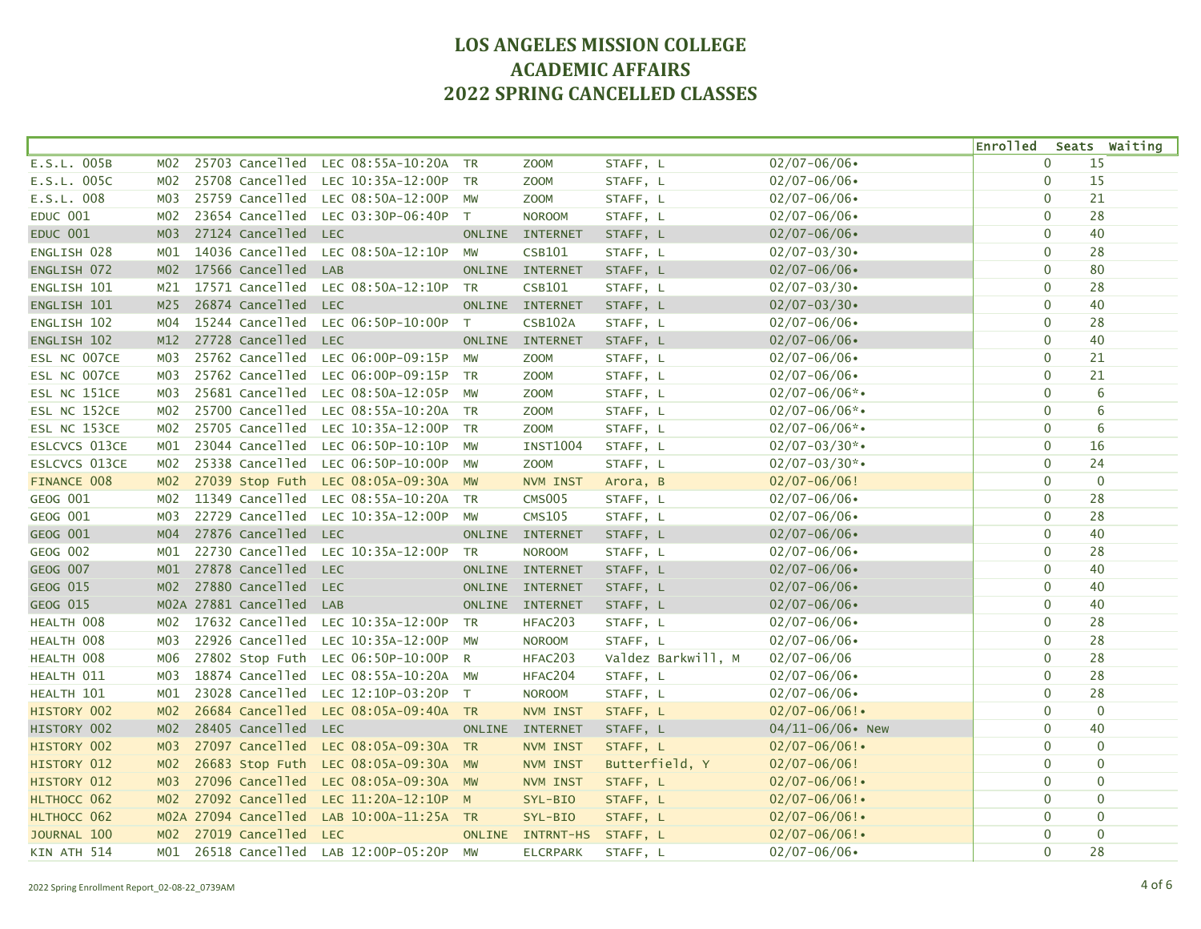# LOS ANGELES MISSION COLLEGE
# ACADEMIC AFFAIRS
# 2022 SPRING CANCELLED CLASSES

| Course | Section | Class # | Status | Type / Time | Days | Room | Instructor | Dates | Enrolled | Seats | Waiting |
|---|---|---|---|---|---|---|---|---|---|---|---|
| E.S.L. 005B | M02 | 25703 | Cancelled | LEC 08:55A-10:20A | TR | ZOOM | STAFF, L | 02/07-06/06• | 0 | 15 | |
| E.S.L. 005C | M02 | 25708 | Cancelled | LEC 10:35A-12:00P | TR | ZOOM | STAFF, L | 02/07-06/06• | 0 | 15 | |
| E.S.L. 008 | M03 | 25759 | Cancelled | LEC 08:50A-12:00P | MW | ZOOM | STAFF, L | 02/07-06/06• | 0 | 21 | |
| EDUC 001 | M02 | 23654 | Cancelled | LEC 03:30P-06:40P | T | NOROOM | STAFF, L | 02/07-06/06• | 0 | 28 | |
| EDUC 001 | M03 | 27124 | Cancelled | LEC | ONLINE | INTERNET | STAFF, L | 02/07-06/06• | 0 | 40 | |
| ENGLISH 028 | M01 | 14036 | Cancelled | LEC 08:50A-12:10P | MW | CSB101 | STAFF, L | 02/07-03/30• | 0 | 28 | |
| ENGLISH 072 | M02 | 17566 | Cancelled | LAB | ONLINE | INTERNET | STAFF, L | 02/07-06/06• | 0 | 80 | |
| ENGLISH 101 | M21 | 17571 | Cancelled | LEC 08:50A-12:10P | TR | CSB101 | STAFF, L | 02/07-03/30• | 0 | 28 | |
| ENGLISH 101 | M25 | 26874 | Cancelled | LEC | ONLINE | INTERNET | STAFF, L | 02/07-03/30• | 0 | 40 | |
| ENGLISH 102 | M04 | 15244 | Cancelled | LEC 06:50P-10:00P | T | CSB102A | STAFF, L | 02/07-06/06• | 0 | 28 | |
| ENGLISH 102 | M12 | 27728 | Cancelled | LEC | ONLINE | INTERNET | STAFF, L | 02/07-06/06• | 0 | 40 | |
| ESL NC 007CE | M03 | 25762 | Cancelled | LEC 06:00P-09:15P | MW | ZOOM | STAFF, L | 02/07-06/06• | 0 | 21 | |
| ESL NC 007CE | M03 | 25762 | Cancelled | LEC 06:00P-09:15P | TR | ZOOM | STAFF, L | 02/07-06/06• | 0 | 21 | |
| ESL NC 151CE | M03 | 25681 | Cancelled | LEC 08:50A-12:05P | MW | ZOOM | STAFF, L | 02/07-06/06*• | 0 | 6 | |
| ESL NC 152CE | M02 | 25700 | Cancelled | LEC 08:55A-10:20A | TR | ZOOM | STAFF, L | 02/07-06/06*• | 0 | 6 | |
| ESL NC 153CE | M02 | 25705 | Cancelled | LEC 10:35A-12:00P | TR | ZOOM | STAFF, L | 02/07-06/06*• | 0 | 6 | |
| ESLCVCS 013CE | M01 | 23044 | Cancelled | LEC 06:50P-10:10P | MW | INST1004 | STAFF, L | 02/07-03/30*• | 0 | 16 | |
| ESLCVCS 013CE | M02 | 25338 | Cancelled | LEC 06:50P-10:00P | MW | ZOOM | STAFF, L | 02/07-03/30*• | 0 | 24 | |
| FINANCE 008 | M02 | 27039 | Stop Futh | LEC 08:05A-09:30A | MW | NVM INST | Arora, B | 02/07-06/06! | 0 | 0 | |
| GEOG 001 | M02 | 11349 | Cancelled | LEC 08:55A-10:20A | TR | CMS005 | STAFF, L | 02/07-06/06• | 0 | 28 | |
| GEOG 001 | M03 | 22729 | Cancelled | LEC 10:35A-12:00P | MW | CMS105 | STAFF, L | 02/07-06/06• | 0 | 28 | |
| GEOG 001 | M04 | 27876 | Cancelled | LEC | ONLINE | INTERNET | STAFF, L | 02/07-06/06• | 0 | 40 | |
| GEOG 002 | M01 | 22730 | Cancelled | LEC 10:35A-12:00P | TR | NOROOM | STAFF, L | 02/07-06/06• | 0 | 28 | |
| GEOG 007 | M01 | 27878 | Cancelled | LEC | ONLINE | INTERNET | STAFF, L | 02/07-06/06• | 0 | 40 | |
| GEOG 015 | M02 | 27880 | Cancelled | LEC | ONLINE | INTERNET | STAFF, L | 02/07-06/06• | 0 | 40 | |
| GEOG 015 | M02A | 27881 | Cancelled | LAB | ONLINE | INTERNET | STAFF, L | 02/07-06/06• | 0 | 40 | |
| HEALTH 008 | M02 | 17632 | Cancelled | LEC 10:35A-12:00P | TR | HFAC203 | STAFF, L | 02/07-06/06• | 0 | 28 | |
| HEALTH 008 | M03 | 22926 | Cancelled | LEC 10:35A-12:00P | MW | NOROOM | STAFF, L | 02/07-06/06• | 0 | 28 | |
| HEALTH 008 | M06 | 27802 | Stop Futh | LEC 06:50P-10:00P | R | HFAC203 | Valdez Barkwill, M | 02/07-06/06 | 0 | 28 | |
| HEALTH 011 | M03 | 18874 | Cancelled | LEC 08:55A-10:20A | MW | HFAC204 | STAFF, L | 02/07-06/06• | 0 | 28 | |
| HEALTH 101 | M01 | 23028 | Cancelled | LEC 12:10P-03:20P | T | NOROOM | STAFF, L | 02/07-06/06• | 0 | 28 | |
| HISTORY 002 | M02 | 26684 | Cancelled | LEC 08:05A-09:40A | TR | NVM INST | STAFF, L | 02/07-06/06!• | 0 | 0 | |
| HISTORY 002 | M02 | 28405 | Cancelled | LEC | ONLINE | INTERNET | STAFF, L | 04/11-06/06• New | 0 | 40 | |
| HISTORY 002 | M03 | 27097 | Cancelled | LEC 08:05A-09:30A | TR | NVM INST | STAFF, L | 02/07-06/06!• | 0 | 0 | |
| HISTORY 012 | M02 | 26683 | Stop Futh | LEC 08:05A-09:30A | MW | NVM INST | Butterfield, Y | 02/07-06/06! | 0 | 0 | |
| HISTORY 012 | M03 | 27096 | Cancelled | LEC 08:05A-09:30A | MW | NVM INST | STAFF, L | 02/07-06/06!• | 0 | 0 | |
| HLTHOCC 062 | M02 | 27092 | Cancelled | LEC 11:20A-12:10P | M | SYL-BIO | STAFF, L | 02/07-06/06!• | 0 | 0 | |
| HLTHOCC 062 | M02A | 27094 | Cancelled | LAB 10:00A-11:25A | TR | SYL-BIO | STAFF, L | 02/07-06/06!• | 0 | 0 | |
| JOURNAL 100 | M02 | 27019 | Cancelled | LEC | ONLINE | INTRNT-HS | STAFF, L | 02/07-06/06!• | 0 | 0 | |
| KIN ATH 514 | M01 | 26518 | Cancelled | LAB 12:00P-05:20P | MW | ELCRPARK | STAFF, L | 02/07-06/06• | 0 | 28 | |

2022 Spring Enrollment Report_02-08-22_0739AM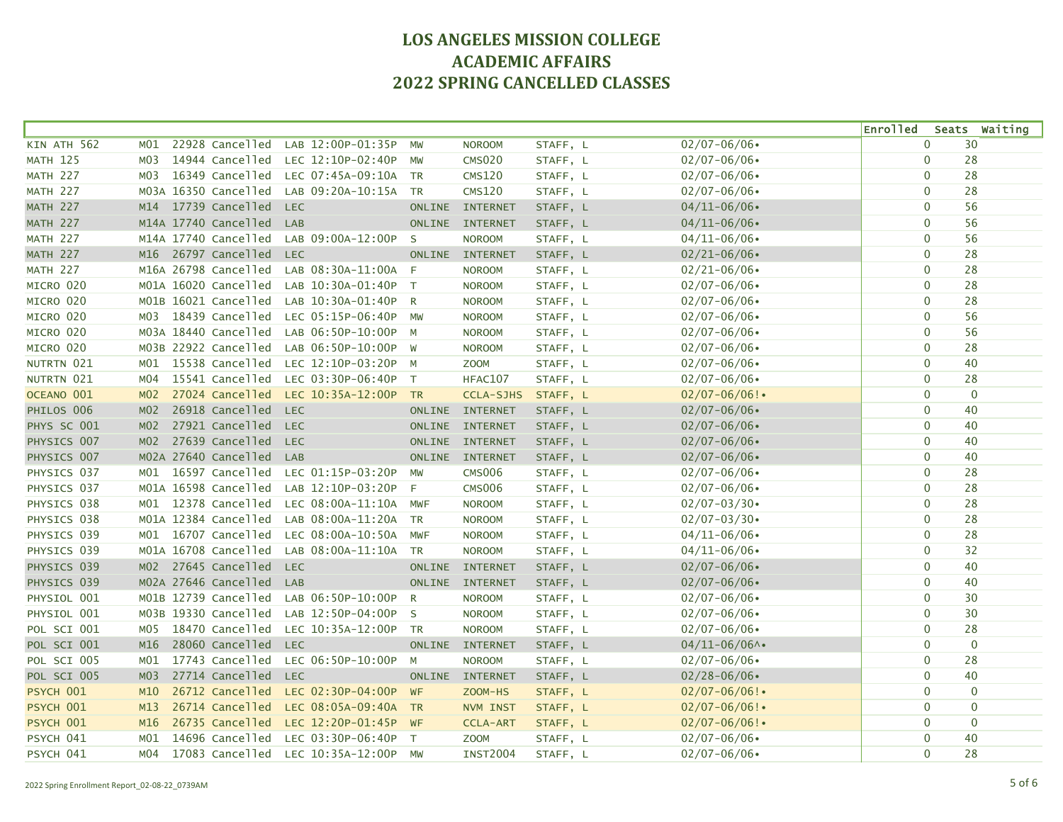# LOS ANGELES MISSION COLLEGE
# ACADEMIC AFFAIRS
# 2022 SPRING CANCELLED CLASSES

| Course | Section | Class # | Status | Type | Time | Days | Room | Instructor | Dates | Enrolled | Seats | Waiting |
|---|---|---|---|---|---|---|---|---|---|---|---|---|
| KIN ATH 562 | M01 | 22928 | Cancelled | LAB | 12:00P-01:35P | MW | NOROOM | STAFF, L | 02/07-06/06• | 0 | 30 | |
| MATH 125 | M03 | 14944 | Cancelled | LEC | 12:10P-02:40P | MW | CMS020 | STAFF, L | 02/07-06/06• | 0 | 28 | |
| MATH 227 | M03 | 16349 | Cancelled | LEC | 07:45A-09:10A | TR | CMS120 | STAFF, L | 02/07-06/06• | 0 | 28 | |
| MATH 227 | M03A | 16350 | Cancelled | LAB | 09:20A-10:15A | TR | CMS120 | STAFF, L | 02/07-06/06• | 0 | 28 | |
| MATH 227 | M14 | 17739 | Cancelled | LEC | | ONLINE | INTERNET | STAFF, L | 04/11-06/06• | 0 | 56 | |
| MATH 227 | M14A | 17740 | Cancelled | LAB | | ONLINE | INTERNET | STAFF, L | 04/11-06/06• | 0 | 56 | |
| MATH 227 | M14A | 17740 | Cancelled | LAB | 09:00A-12:00P | S | NOROOM | STAFF, L | 04/11-06/06• | 0 | 56 | |
| MATH 227 | M16 | 26797 | Cancelled | LEC | | ONLINE | INTERNET | STAFF, L | 02/21-06/06• | 0 | 28 | |
| MATH 227 | M16A | 26798 | Cancelled | LAB | 08:30A-11:00A | F | NOROOM | STAFF, L | 02/21-06/06• | 0 | 28 | |
| MICRO 020 | M01A | 16020 | Cancelled | LAB | 10:30A-01:40P | T | NOROOM | STAFF, L | 02/07-06/06• | 0 | 28 | |
| MICRO 020 | M01B | 16021 | Cancelled | LAB | 10:30A-01:40P | R | NOROOM | STAFF, L | 02/07-06/06• | 0 | 28 | |
| MICRO 020 | M03 | 18439 | Cancelled | LEC | 05:15P-06:40P | MW | NOROOM | STAFF, L | 02/07-06/06• | 0 | 56 | |
| MICRO 020 | M03A | 18440 | Cancelled | LAB | 06:50P-10:00P | M | NOROOM | STAFF, L | 02/07-06/06• | 0 | 56 | |
| MICRO 020 | M03B | 22922 | Cancelled | LAB | 06:50P-10:00P | W | NOROOM | STAFF, L | 02/07-06/06• | 0 | 28 | |
| NUTRTN 021 | M01 | 15538 | Cancelled | LEC | 12:10P-03:20P | M | ZOOM | STAFF, L | 02/07-06/06• | 0 | 40 | |
| NUTRTN 021 | M04 | 15541 | Cancelled | LEC | 03:30P-06:40P | T | HFAC107 | STAFF, L | 02/07-06/06• | 0 | 28 | |
| OCEANO 001 | M02 | 27024 | Cancelled | LEC | 10:35A-12:00P | TR | CCLA-SJHS | STAFF, L | 02/07-06/06!• | 0 | 0 | |
| PHILOS 006 | M02 | 26918 | Cancelled | LEC | | ONLINE | INTERNET | STAFF, L | 02/07-06/06• | 0 | 40 | |
| PHYS SC 001 | M02 | 27921 | Cancelled | LEC | | ONLINE | INTERNET | STAFF, L | 02/07-06/06• | 0 | 40 | |
| PHYSICS 007 | M02 | 27639 | Cancelled | LEC | | ONLINE | INTERNET | STAFF, L | 02/07-06/06• | 0 | 40 | |
| PHYSICS 007 | M02A | 27640 | Cancelled | LAB | | ONLINE | INTERNET | STAFF, L | 02/07-06/06• | 0 | 40 | |
| PHYSICS 037 | M01 | 16597 | Cancelled | LEC | 01:15P-03:20P | MW | CMS006 | STAFF, L | 02/07-06/06• | 0 | 28 | |
| PHYSICS 037 | M01A | 16598 | Cancelled | LAB | 12:10P-03:20P | F | CMS006 | STAFF, L | 02/07-06/06• | 0 | 28 | |
| PHYSICS 038 | M01 | 12378 | Cancelled | LEC | 08:00A-11:10A | MWF | NOROOM | STAFF, L | 02/07-03/30• | 0 | 28 | |
| PHYSICS 038 | M01A | 12384 | Cancelled | LAB | 08:00A-11:20A | TR | NOROOM | STAFF, L | 02/07-03/30• | 0 | 28 | |
| PHYSICS 039 | M01 | 16707 | Cancelled | LEC | 08:00A-10:50A | MWF | NOROOM | STAFF, L | 04/11-06/06• | 0 | 28 | |
| PHYSICS 039 | M01A | 16708 | Cancelled | LAB | 08:00A-11:10A | TR | NOROOM | STAFF, L | 04/11-06/06• | 0 | 32 | |
| PHYSICS 039 | M02 | 27645 | Cancelled | LEC | | ONLINE | INTERNET | STAFF, L | 02/07-06/06• | 0 | 40 | |
| PHYSICS 039 | M02A | 27646 | Cancelled | LAB | | ONLINE | INTERNET | STAFF, L | 02/07-06/06• | 0 | 40 | |
| PHYSIOL 001 | M01B | 12739 | Cancelled | LAB | 06:50P-10:00P | R | NOROOM | STAFF, L | 02/07-06/06• | 0 | 30 | |
| PHYSIOL 001 | M03B | 19330 | Cancelled | LAB | 12:50P-04:00P | S | NOROOM | STAFF, L | 02/07-06/06• | 0 | 30 | |
| POL SCI 001 | M05 | 18470 | Cancelled | LEC | 10:35A-12:00P | TR | NOROOM | STAFF, L | 02/07-06/06• | 0 | 28 | |
| POL SCI 001 | M16 | 28060 | Cancelled | LEC | | ONLINE | INTERNET | STAFF, L | 04/11-06/06^• | 0 | 0 | |
| POL SCI 005 | M01 | 17743 | Cancelled | LEC | 06:50P-10:00P | M | NOROOM | STAFF, L | 02/07-06/06• | 0 | 28 | |
| POL SCI 005 | M03 | 27714 | Cancelled | LEC | | ONLINE | INTERNET | STAFF, L | 02/28-06/06• | 0 | 40 | |
| PSYCH 001 | M10 | 26712 | Cancelled | LEC | 02:30P-04:00P | WF | ZOOM-HS | STAFF, L | 02/07-06/06!• | 0 | 0 | |
| PSYCH 001 | M13 | 26714 | Cancelled | LEC | 08:05A-09:40A | TR | NVM INST | STAFF, L | 02/07-06/06!• | 0 | 0 | |
| PSYCH 001 | M16 | 26735 | Cancelled | LEC | 12:20P-01:45P | WF | CCLA-ART | STAFF, L | 02/07-06/06!• | 0 | 0 | |
| PSYCH 041 | M01 | 14696 | Cancelled | LEC | 03:30P-06:40P | T | ZOOM | STAFF, L | 02/07-06/06• | 0 | 40 | |
| PSYCH 041 | M04 | 17083 | Cancelled | LEC | 10:35A-12:00P | MW | INST2004 | STAFF, L | 02/07-06/06• | 0 | 28 | |

2022 Spring Enrollment Report_02-08-22_0739AM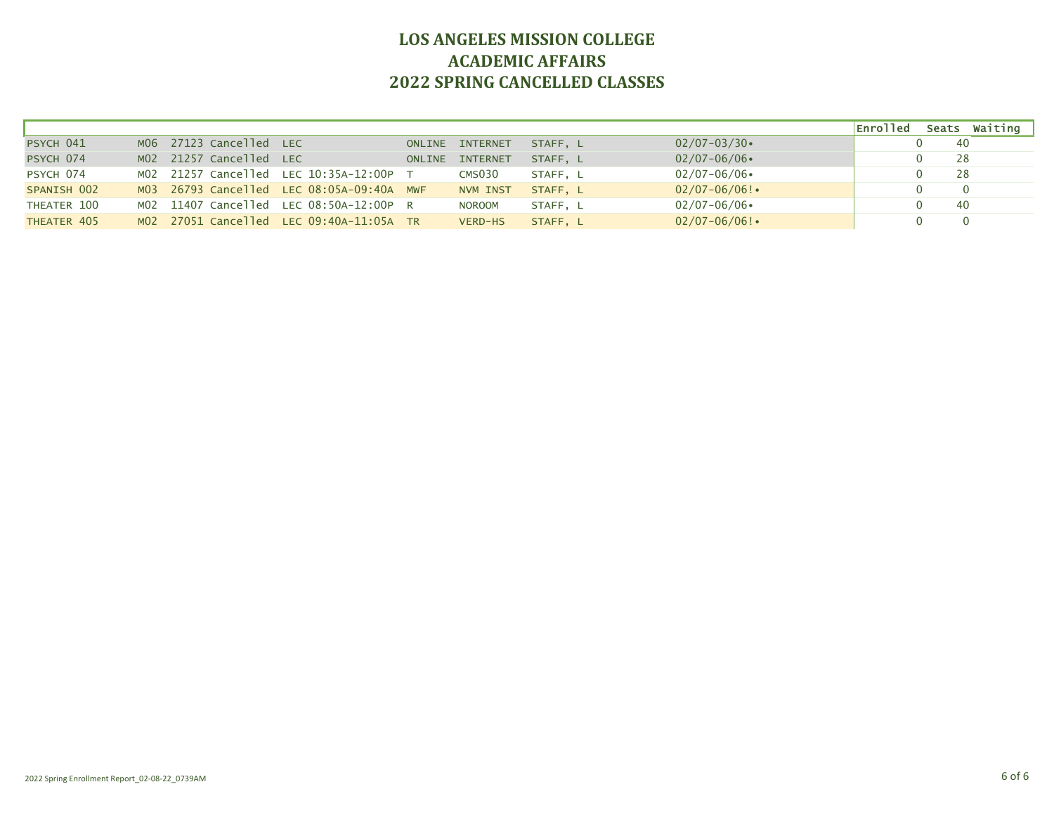# LOS ANGELES MISSION COLLEGE
# ACADEMIC AFFAIRS
# 2022 SPRING CANCELLED CLASSES

| | | | | | | | | | | | | Enrolled | Seats | Waiting |
|---|---|---|---|---|---|---|---|---|---|---|---|---|---|---|
| PSYCH 041 | M06 | 27123 | Cancelled | LEC | | ONLINE | INTERNET | STAFF, L | 02/07-03/30• | | | 0 | 40 | |
| PSYCH 074 | M02 | 21257 | Cancelled | LEC | | ONLINE | INTERNET | STAFF, L | 02/07-06/06• | | | 0 | 28 | |
| PSYCH 074 | M02 | 21257 | Cancelled | LEC | 10:35A-12:00P | T | CMS030 | STAFF, L | 02/07-06/06• | | | 0 | 28 | |
| SPANISH 002 | M03 | 26793 | Cancelled | LEC | 08:05A-09:40A | MWF | NVM INST | STAFF, L | 02/07-06/06!• | | | 0 | 0 | |
| THEATER 100 | M02 | 11407 | Cancelled | LEC | 08:50A-12:00P | R | NOROOM | STAFF, L | 02/07-06/06• | | | 0 | 40 | |
| THEATER 405 | M02 | 27051 | Cancelled | LEC | 09:40A-11:05A | TR | VERD-HS | STAFF, L | 02/07-06/06!• | | | 0 | 0 | |

2022 Spring Enrollment Report_02-08-22_0739AM